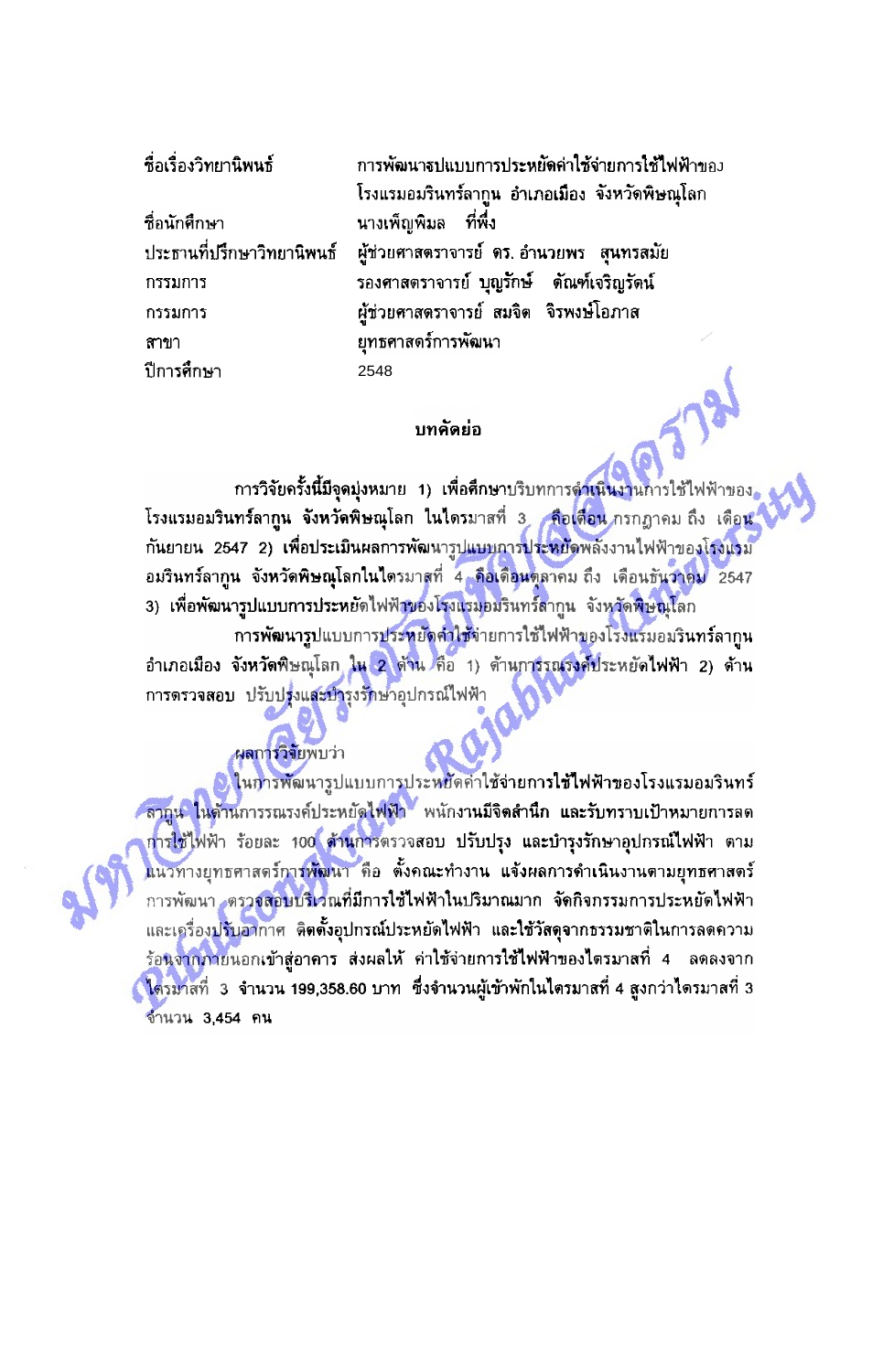| | |
|---|---|
| ชื่อเรื่องวิทยานิพนธ์ | การพัฒนารูปแบบการประหยัดค่าใช้จ่ายการใช้ไฟฟ้าของโรงแรมอมรินทร์ลากูน อำเภอเมือง จังหวัดพิษณุโลก |
| ชื่อนักศึกษา | นางเพ็ญพิมล ที่พึ่ง |
| ประธานที่ปรึกษาวิทยานิพนธ์ | ผู้ช่วยศาสตราจารย์ ดร. อำนวยพร สุนทรสมัย |
| กรรมการ | รองศาสตราจารย์ บุญรักษ์ ตัณฑ์เจริญรัตน์ |
| กรรมการ | ผู้ช่วยศาสตราจารย์ สมจิต จิรพงษ์โอภาส |
| สาขา | ยุทธศาสตร์การพัฒนา |
| ปีการศึกษา | 2548 |

## บทคัดย่อ

การวิจัยครั้งนี้มีจุดมุ่งหมาย 1) เพื่อศึกษาบริบทการดำเนินงานการใช้ไฟฟ้าของโรงแรมอมรินทร์ลากูน จังหวัดพิษณุโลก ในไตรมาสที่ 3 คือเดือน กรกฎาคม ถึง เดือน กันยายน 2547 2) เพื่อประเมินผลการพัฒนารูปแบบการประหยัดพลังงานไฟฟ้าของโรงแรมอมรินทร์ลากูน จังหวัดพิษณุโลกในไตรมาสที่ 4 คือเดือนตุลาคม ถึง เดือนธันวาคม 2547 3) เพื่อพัฒนารูปแบบการประหยัดไฟฟ้าของโรงแรมอมรินทร์ลากูน จังหวัดพิษณุโลก

การพัฒนารูปแบบการประหยัดค่าใช้จ่ายการใช้ไฟฟ้าของโรงแรมอมรินทร์ลากูน อำเภอเมือง จังหวัดพิษณุโลก ใน 2 ด้าน คือ 1) ด้านการรณรงค์ประหยัดไฟฟ้า 2) ด้านการตรวจสอบ ปรับปรุงและบำรุงรักษาอุปกรณ์ไฟฟ้า

ผลการวิจัยพบว่า

ในการพัฒนารูปแบบการประหยัดค่าใช้จ่ายการใช้ไฟฟ้าของโรงแรมอมรินทร์ลากูน ในด้านการรณรงค์ประหยัดไฟฟ้า พนักงานมีจิตสำนึก และรับทราบเป้าหมายการลดการใช้ไฟฟ้า ร้อยละ 100 ด้านการตรวจสอบ ปรับปรุง และบำรุงรักษาอุปกรณ์ไฟฟ้า ตามแนวทางยุทธศาสตร์การพัฒนา คือ ตั้งคณะทำงาน แจ้งผลการดำเนินงานตามยุทธศาสตร์การพัฒนา ตรวจสอบบริเวณที่มีการใช้ไฟฟ้าในปริมาณมาก จัดกิจกรรมการประหยัดไฟฟ้า และเครื่องปรับอากาศ ติดตั้งอุปกรณ์ประหยัดไฟฟ้า และใช้วัสดุจากธรรมชาติในการลดความร้อนจากภายนอกเข้าสู่อาคาร ส่งผลให้ ค่าใช้จ่ายการใช้ไฟฟ้าของไตรมาสที่ 4 ลดลงจากไตรมาสที่ 3 จำนวน 199,358.60 บาท ซึ่งจำนวนผู้เข้าพักในไตรมาสที่ 4 สูงกว่าไตรมาสที่ 3 จำนวน 3,454 คน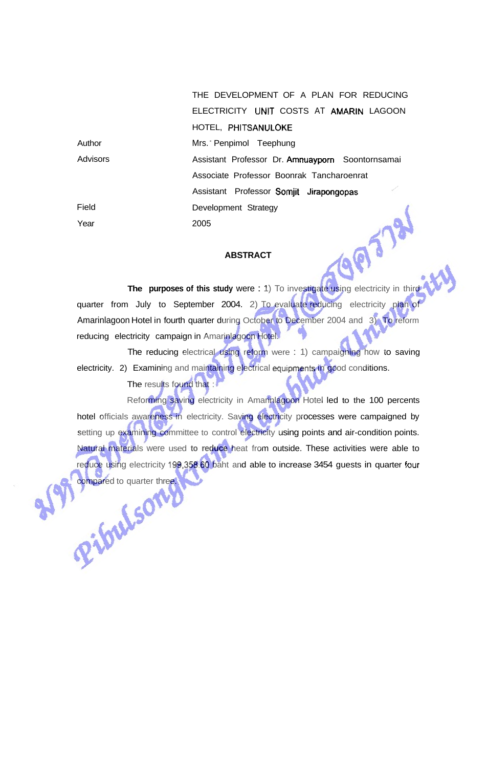| | |
|---|---|
| | THE DEVELOPMENT OF A PLAN FOR REDUCING ELECTRICITY UNIT COSTS AT AMARIN LAGOON HOTEL, PHITSANULOKE |
| Author | Mrs. Penpimol Teephung |
| Advisors | Assistant Professor Dr. Amnuayporn Soontornsamai |
| | Associate Professor Boonrak Tancharoenrat |
| | Assistant Professor Somjit Jirapongopas |
| Field | Development Strategy |
| Year | 2005 |

## ABSTRACT

**The purposes of this study** were : 1) To investigate using electricity in third quarter from July to September 2004. 2) To evaluate reducing electricity plan of Amarinlagoon Hotel in fourth quarter during October to December 2004 and 3) To reform reducing electricity campaign in Amarinlagoon Hotel.

The reducing electrical using reform were : 1) campaigning how to saving electricity. 2) Examining and maintaining electrical equipments in good conditions.

The results found that :

Reforming saving electricity in Amarinlagoon Hotel led to the 100 percents hotel officials awareness in electricity. Saving electricity processes were campaigned by setting up examining committee to control electricity using points and air-condition points. Natural materials were used **to reduce** heat from outside. These activities were able to reduce using electricity 199,358.60 baht and able to increase 3454 guests in quarter four compared to quarter three.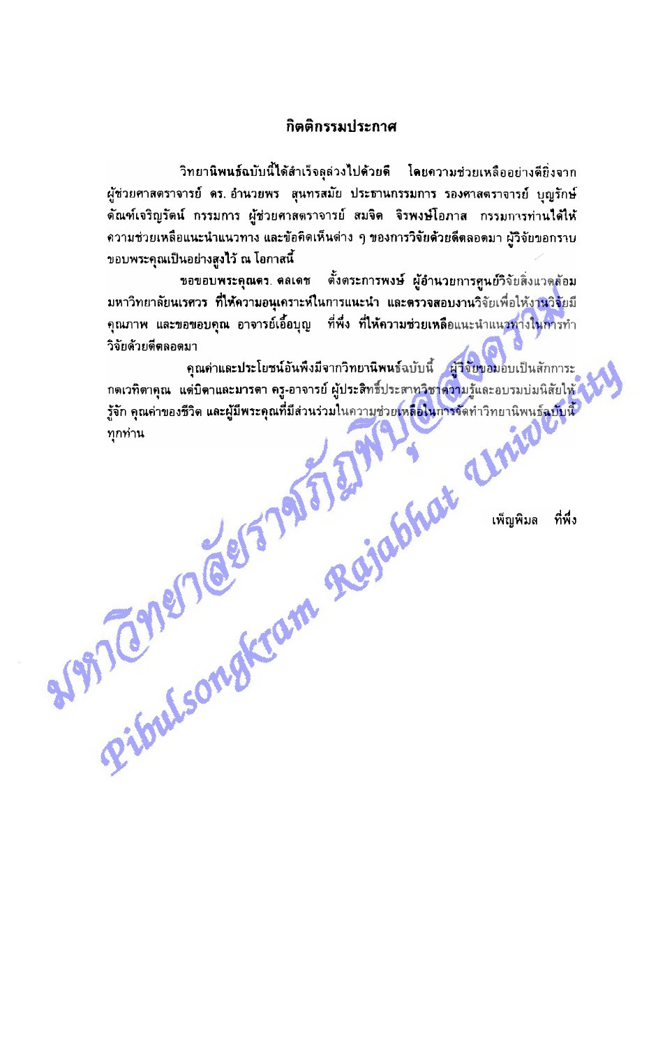# กิตติกรรมประกาศ

วิทยานิพนธ์ฉบับนี้ได้สำเร็จลุล่วงไปด้วยดี โดยความช่วยเหลืออย่างดียิ่งจาก ผู้ช่วยศาสตราจารย์ ดร. อำนวยพร สุนทรสมัย ประธานกรรมการ รองศาสตราจารย์ บุญรักษ์ ตัณฑ์เจริญรัตน์ กรรมการ ผู้ช่วยศาสตราจารย์ สมจิต จิรพงษ์โอภาส กรรมการท่านได้ให้ความช่วยเหลือแนะนำแนวทาง และข้อคิดเห็นต่าง ๆ ของการวิจัยด้วยดีตลอดมา ผู้วิจัยขอกราบขอบพระคุณเป็นอย่างสูงไว้ ณ โอกาสนี้

ขอขอบพระคุณดร. คลเดช ตั้งตระการพงษ์ ผู้อำนวยการศูนย์วิจัยสิ่งแวดล้อม มหาวิทยาลัยนเรศวร ที่ให้ความอนุเคราะห์ในการแนะนำ และตรวจสอบงานวิจัยเพื่อให้งานวิจัยมีคุณภาพ และขอขอบคุณ อาจารย์เอื้อบุญ ที่พึ่ง ที่ให้ความช่วยเหลือแนะนำแนวทางในการทำวิจัยด้วยดีตลอดมา

คุณค่าและประโยชน์อันพึงมีจากวิทยานิพนธ์ฉบับนี้ ผู้วิจัยขอมอบเป็นสักการะกตเวทิตาคุณ แด่บิดาและมารดา ครู-อาจารย์ ผู้ประสิทธิ์ประสาทวิชาความรู้และอบรมบ่มนิสัยให้รู้จัก คุณค่าของชีวิต และผู้มีพระคุณที่มีส่วนร่วมในความช่วยเหลือในการจัดทำวิทยานิพนธ์ฉบับนี้ทุกท่าน

เพ็ญพิมล ที่พึ่ง